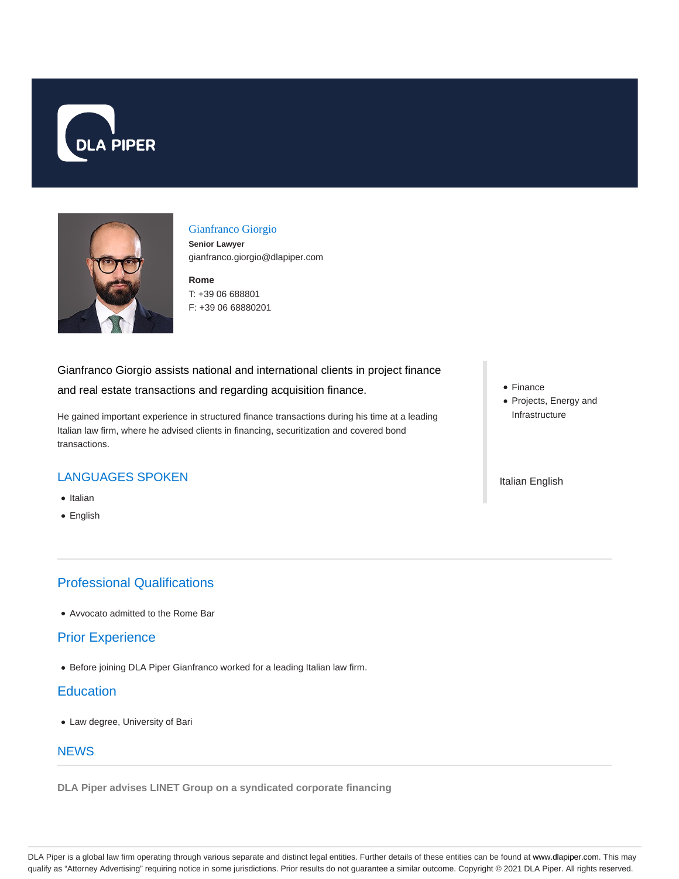# Gianfranco Giorgio

**Senior Lawyer**

gianfranco.giorgio@dlapiper.com

**Rome**

T: +39 06 688801

F: +39 06 68880201

Gianfranco Giorgio assists national and international clients in project finance and real estate transactions and regarding acquisition finance.

He gained important experience in structured finance transactions during his time at a leading Italian law firm, where he advised clients in financing, securitization and covered bond transactions.

- Finance
- Projects, Energy and Infrastructure

Italian English

## LANGUAGES SPOKEN

- Italian
- English

## Professional Qualifications

- Avvocato admitted to the Rome Bar

## Prior Experience

- Before joining DLA Piper Gianfranco worked for a leading Italian law firm.

## Education

- Law degree, University of Bari

## NEWS

**DLA Piper advises LINET Group on a syndicated corporate financing**

DLA Piper is a global law firm operating through various separate and distinct legal entities. Further details of these entities can be found at www.dlapiper.com. This may qualify as "Attorney Advertising" requiring notice in some jurisdictions. Prior results do not guarantee a similar outcome. Copyright © 2021 DLA Piper. All rights reserved.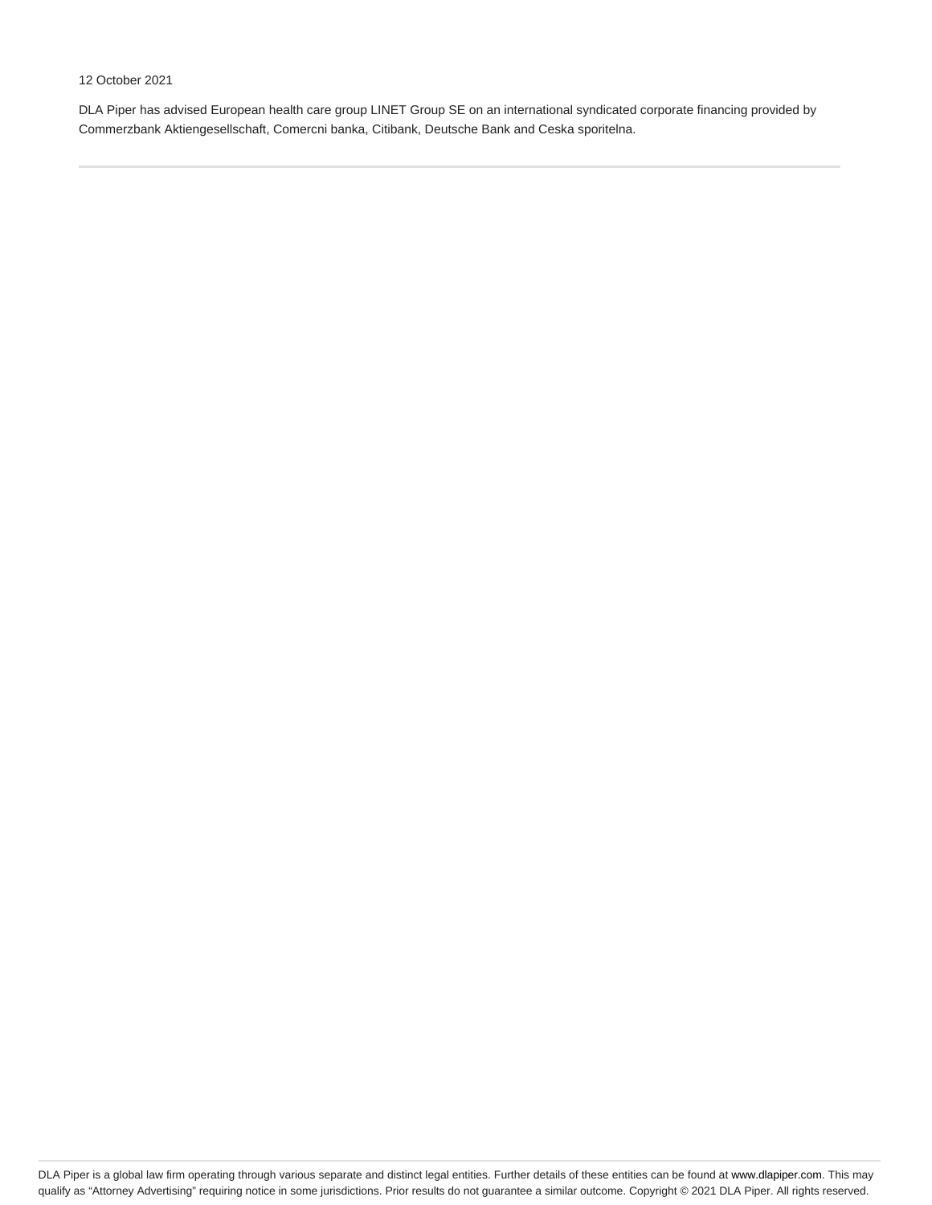12 October 2021

DLA Piper has advised European health care group LINET Group SE on an international syndicated corporate financing provided by Commerzbank Aktiengesellschaft, Comercni banka, Citibank, Deutsche Bank and Ceska sporitelna.

---

DLA Piper is a global law firm operating through various separate and distinct legal entities. Further details of these entities can be found at www.dlapiper.com. This may qualify as “Attorney Advertising” requiring notice in some jurisdictions. Prior results do not guarantee a similar outcome. Copyright © 2021 DLA Piper. All rights reserved.